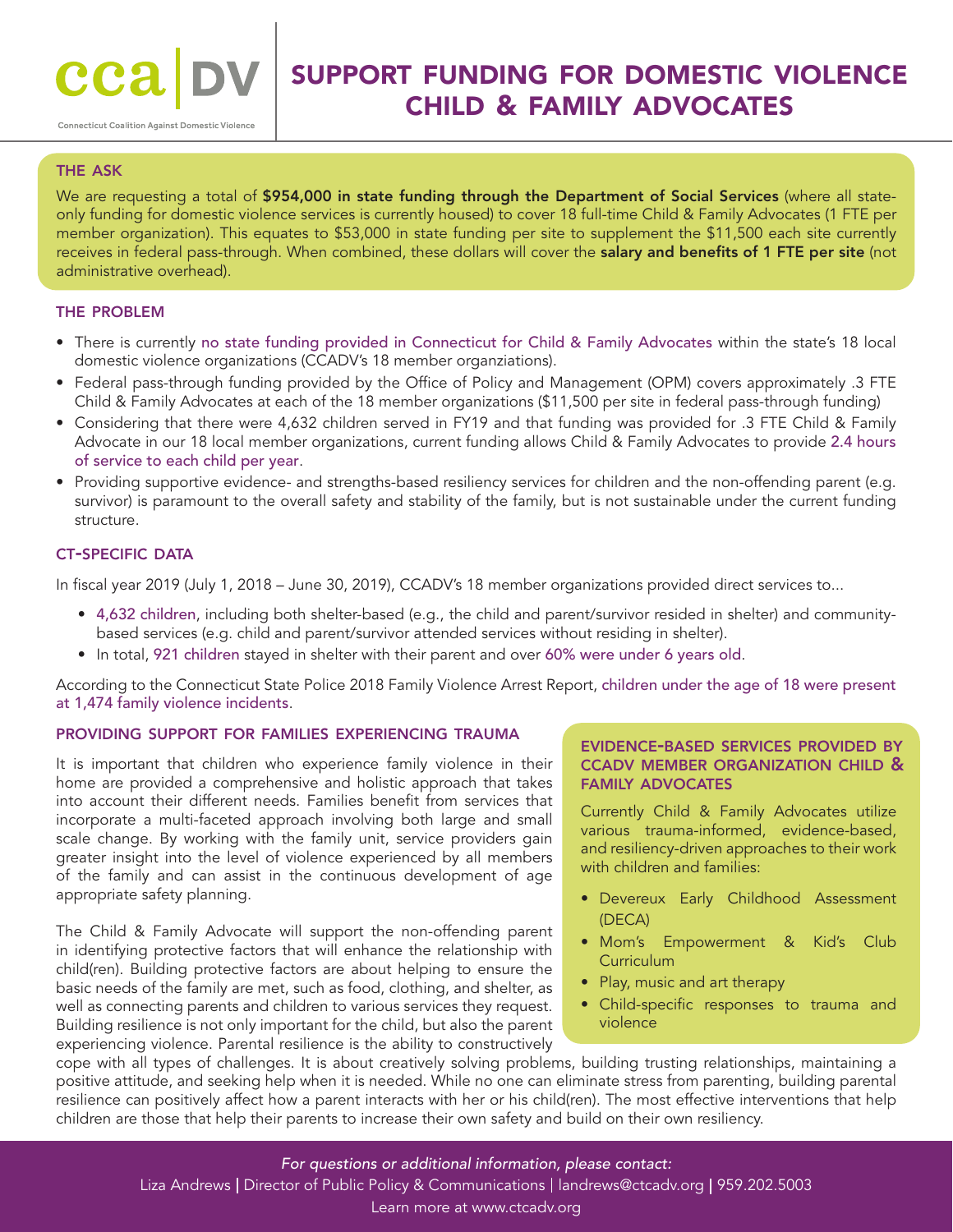cca | DV

Connecticut Coalition Against Domestic Violence

# SUPPORT FUNDING FOR DOMESTIC VIOLENCE CHILD & FAMILY ADVOCATES

## THE ASK

We are requesting a total of **$954,000 in state funding through the Department of Social Services** (where all state-only funding for domestic violence services is currently housed) to cover 18 full-time Child & Family Advocates (1 FTE per member organization). This equates to $53,000 in state funding per site to supplement the $11,500 each site currently receives in federal pass-through. When combined, these dollars will cover the **salary and benefits of 1 FTE per site** (not administrative overhead).

## THE PROBLEM

- There is currently no state funding provided in Connecticut for Child & Family Advocates within the state's 18 local domestic violence organizations (CCADV's 18 member organziations).
- Federal pass-through funding provided by the Office of Policy and Management (OPM) covers approximately .3 FTE Child & Family Advocates at each of the 18 member organizations ($11,500 per site in federal pass-through funding)
- Considering that there were 4,632 children served in FY19 and that funding was provided for .3 FTE Child & Family Advocate in our 18 local member organizations, current funding allows Child & Family Advocates to provide 2.4 hours of service to each child per year.
- Providing supportive evidence- and strengths-based resiliency services for children and the non-offending parent (e.g. survivor) is paramount to the overall safety and stability of the family, but is not sustainable under the current funding structure.

## CT-SPECIFIC DATA

In fiscal year 2019 (July 1, 2018 – June 30, 2019), CCADV's 18 member organizations provided direct services to...

- 4,632 children, including both shelter-based (e.g., the child and parent/survivor resided in shelter) and community-based services (e.g. child and parent/survivor attended services without residing in shelter).
- In total, 921 children stayed in shelter with their parent and over 60% were under 6 years old.

According to the Connecticut State Police 2018 Family Violence Arrest Report, children under the age of 18 were present at 1,474 family violence incidents.

## PROVIDING SUPPORT FOR FAMILIES EXPERIENCING TRAUMA

It is important that children who experience family violence in their home are provided a comprehensive and holistic approach that takes into account their different needs. Families benefit from services that incorporate a multi-faceted approach involving both large and small scale change. By working with the family unit, service providers gain greater insight into the level of violence experienced by all members of the family and can assist in the continuous development of age appropriate safety planning.

The Child & Family Advocate will support the non-offending parent in identifying protective factors that will enhance the relationship with child(ren). Building protective factors are about helping to ensure the basic needs of the family are met, such as food, clothing, and shelter, as well as connecting parents and children to various services they request. Building resilience is not only important for the child, but also the parent experiencing violence. Parental resilience is the ability to constructively cope with all types of challenges. It is about creatively solving problems, building trusting relationships, maintaining a positive attitude, and seeking help when it is needed. While no one can eliminate stress from parenting, building parental resilience can positively affect how a parent interacts with her or his child(ren). The most effective interventions that help children are those that help their parents to increase their own safety and build on their own resiliency.

### EVIDENCE-BASED SERVICES PROVIDED BY CCADV MEMBER ORGANIZATION CHILD & FAMILY ADVOCATES

Currently Child & Family Advocates utilize various trauma-informed, evidence-based, and resiliency-driven approaches to their work with children and families:

- Devereux Early Childhood Assessment (DECA)
- Mom's Empowerment & Kid's Club Curriculum
- Play, music and art therapy
- Child-specific responses to trauma and violence

*For questions or additional information, please contact:*

Liza Andrews | Director of Public Policy & Communications | landrews@ctcadv.org | 959.202.5003

Learn more at www.ctcadv.org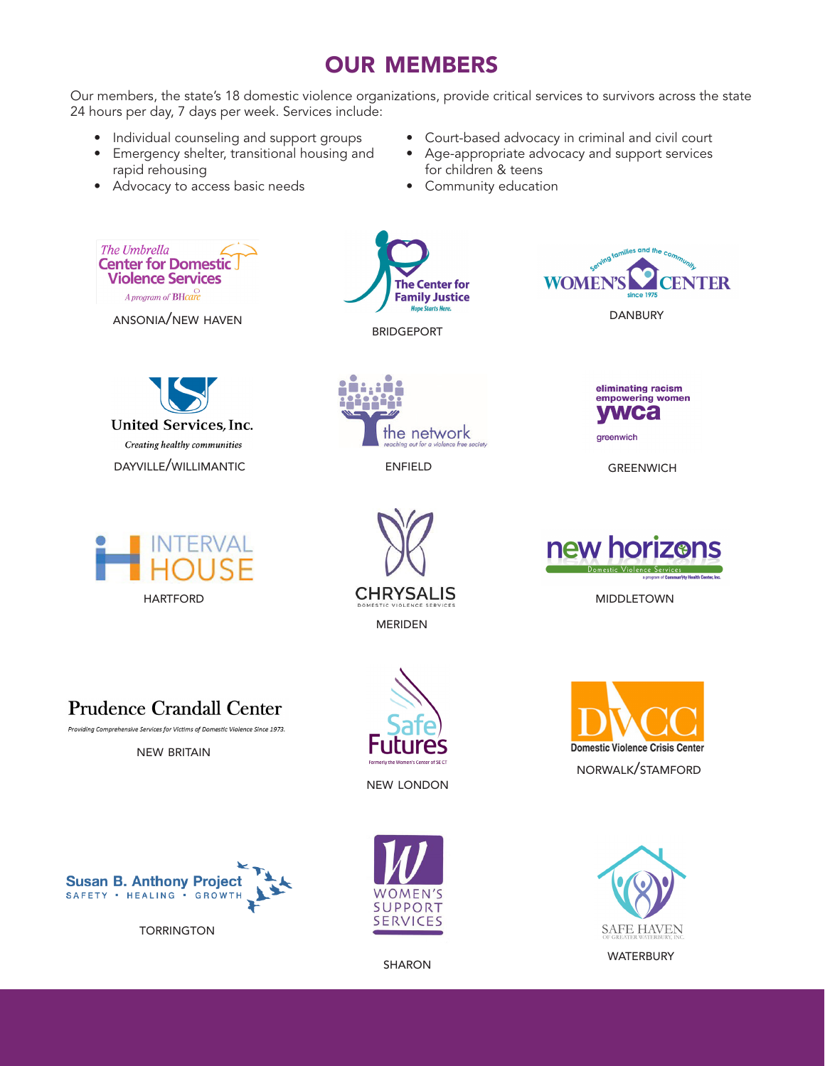# OUR MEMBERS

Our members, the state's 18 domestic violence organizations, provide critical services to survivors across the state 24 hours per day, 7 days per week. Services include:

- Individual counseling and support groups
- Emergency shelter, transitional housing and rapid rehousing
- Advocacy to access basic needs
- Court-based advocacy in criminal and civil court
- Age-appropriate advocacy and support services for children & teens
- Community education

The Umbrella Center for Domestic Violence Services
A program of BHcare
ANSONIA/NEW HAVEN

The Center for Family Justice
Hope Starts Here.
BRIDGEPORT

serving families and the community
WOMEN'S CENTER
since 1975
DANBURY

United Services, Inc.
Creating healthy communities
DAYVILLE/WILLIMANTIC

the network
reaching out for a violence free society
ENFIELD

eliminating racism
empowering women
ywca
greenwich
GREENWICH

INTERVAL HOUSE
HARTFORD

CHRYSALIS
DOMESTIC VIOLENCE SERVICES
MERIDEN

new horizons
Domestic Violence Services
a program of Community Health Center, Inc.
MIDDLETOWN

Prudence Crandall Center
Providing Comprehensive Services for Victims of Domestic Violence Since 1973.
NEW BRITAIN

Safe Futures
Formerly the Women's Center of SE CT
NEW LONDON

DVCC
Domestic Violence Crisis Center
NORWALK/STAMFORD

Susan B. Anthony Project
SAFETY • HEALING • GROWTH
TORRINGTON

WOMEN'S SUPPORT SERVICES
SHARON

SAFE HAVEN
OF GREATER WATERBURY, INC.
WATERBURY